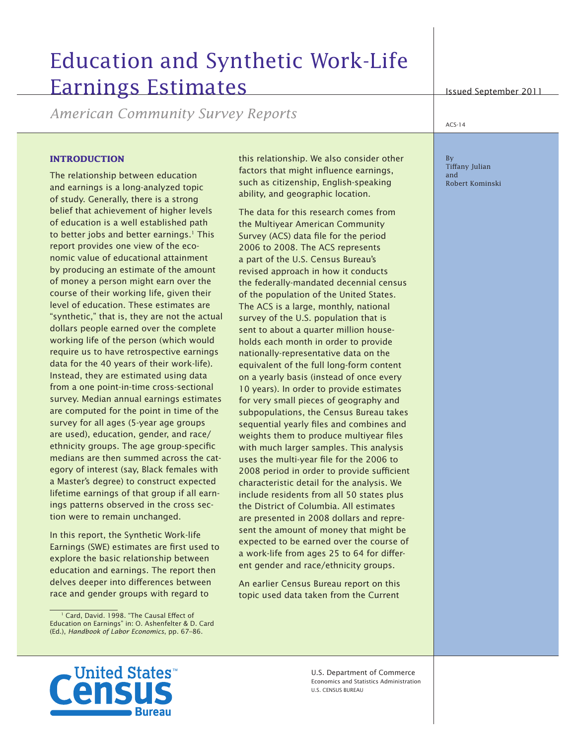# Education and Synthetic Work-Life Earnings Estimates

*American Community Survey Reports*

Issued September 2011

ACS-14

By
Tiffany Julian
and
Robert Kominski

## INTRODUCTION

The relationship between education and earnings is a long-analyzed topic of study. Generally, there is a strong belief that achievement of higher levels of education is a well established path to better jobs and better earnings.[1] This report provides one view of the economic value of educational attainment by producing an estimate of the amount of money a person might earn over the course of their working life, given their level of education. These estimates are "synthetic," that is, they are not the actual dollars people earned over the complete working life of the person (which would require us to have retrospective earnings data for the 40 years of their work-life). Instead, they are estimated using data from a one point-in-time cross-sectional survey. Median annual earnings estimates are computed for the point in time of the survey for all ages (5-year age groups are used), education, gender, and race/ethnicity groups. The age group-specific medians are then summed across the category of interest (say, Black females with a Master's degree) to construct expected lifetime earnings of that group if all earnings patterns observed in the cross section were to remain unchanged.

In this report, the Synthetic Work-life Earnings (SWE) estimates are first used to explore the basic relationship between education and earnings. The report then delves deeper into differences between race and gender groups with regard to this relationship. We also consider other factors that might influence earnings, such as citizenship, English-speaking ability, and geographic location.

The data for this research comes from the Multiyear American Community Survey (ACS) data file for the period 2006 to 2008. The ACS represents a part of the U.S. Census Bureau's revised approach in how it conducts the federally-mandated decennial census of the population of the United States. The ACS is a large, monthly, national survey of the U.S. population that is sent to about a quarter million households each month in order to provide nationally-representative data on the equivalent of the full long-form content on a yearly basis (instead of once every 10 years). In order to provide estimates for very small pieces of geography and subpopulations, the Census Bureau takes sequential yearly files and combines and weights them to produce multiyear files with much larger samples. This analysis uses the multi-year file for the 2006 to 2008 period in order to provide sufficient characteristic detail for the analysis. We include residents from all 50 states plus the District of Columbia. All estimates are presented in 2008 dollars and represent the amount of money that might be expected to be earned over the course of a work-life from ages 25 to 64 for different gender and race/ethnicity groups.

An earlier Census Bureau report on this topic used data taken from the Current

[1] Card, David. 1998. "The Causal Effect of Education on Earnings" in: O. Ashenfelter & D. Card (Ed.), *Handbook of Labor Economics*, pp. 67–86.

U.S. Department of Commerce
Economics and Statistics Administration
U.S. CENSUS BUREAU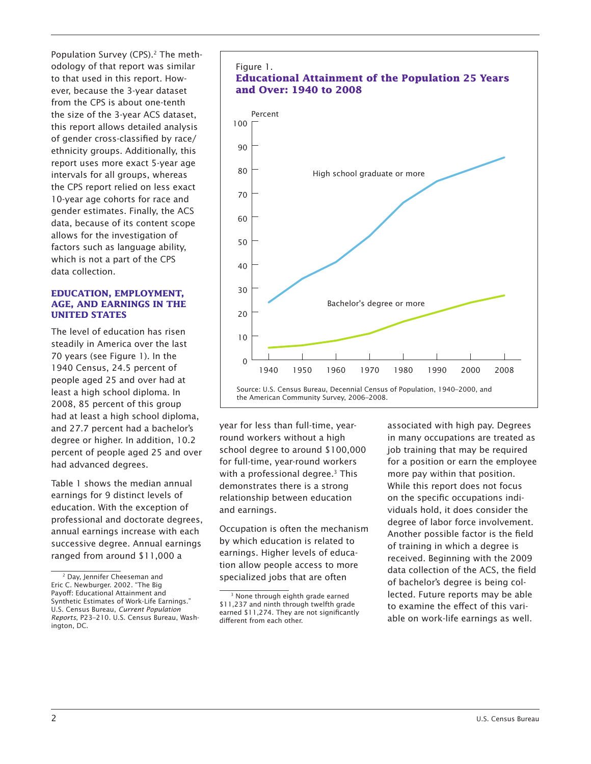Population Survey (CPS).[2] The methodology of that report was similar to that used in this report. However, because the 3-year dataset from the CPS is about one-tenth the size of the 3-year ACS dataset, this report allows detailed analysis of gender cross-classified by race/ethnicity groups. Additionally, this report uses more exact 5-year age intervals for all groups, whereas the CPS report relied on less exact 10-year age cohorts for race and gender estimates. Finally, the ACS data, because of its content scope allows for the investigation of factors such as language ability, which is not a part of the CPS data collection.

## EDUCATION, EMPLOYMENT, AGE, AND EARNINGS IN THE UNITED STATES

The level of education has risen steadily in America over the last 70 years (see Figure 1). In the 1940 Census, 24.5 percent of people aged 25 and over had at least a high school diploma. In 2008, 85 percent of this group had at least a high school diploma, and 27.7 percent had a bachelor's degree or higher. In addition, 10.2 percent of people aged 25 and over had advanced degrees.

Table 1 shows the median annual earnings for 9 distinct levels of education. With the exception of professional and doctorate degrees, annual earnings increase with each successive degree. Annual earnings ranged from around $11,000 a year for less than full-time, year-round workers without a high school degree to around $100,000 for full-time, year-round workers with a professional degree.[3] This demonstrates there is a strong relationship between education and earnings.

Occupation is often the mechanism by which education is related to earnings. Higher levels of education allow people access to more specialized jobs that are often associated with high pay. Degrees in many occupations are treated as job training that may be required for a position or earn the employee more pay within that position. While this report does not focus on the specific occupations individuals hold, it does consider the degree of labor force involvement. Another possible factor is the field of training in which a degree is received. Beginning with the 2009 data collection of the ACS, the field of bachelor's degree is being collected. Future reports may be able to examine the effect of this variable on work-life earnings as well.

Figure 1.
**Educational Attainment of the Population 25 Years and Over: 1940 to 2008**

Percent

High school graduate or more

Bachelor's degree or more

1940 1950 1960 1970 1980 1990 2000 2008

Source: U.S. Census Bureau, Decennial Census of Population, 1940–2000, and the American Community Survey, 2006–2008.

---

[2] Day, Jennifer Cheeseman and Eric C. Newburger. 2002. "The Big Payoff: Educational Attainment and Synthetic Estimates of Work-Life Earnings." U.S. Census Bureau, *Current Population Reports*, P23-210. U.S. Census Bureau, Washington, DC.

[3] None through eighth grade earned $11,237 and ninth through twelfth grade earned $11,274. They are not significantly different from each other.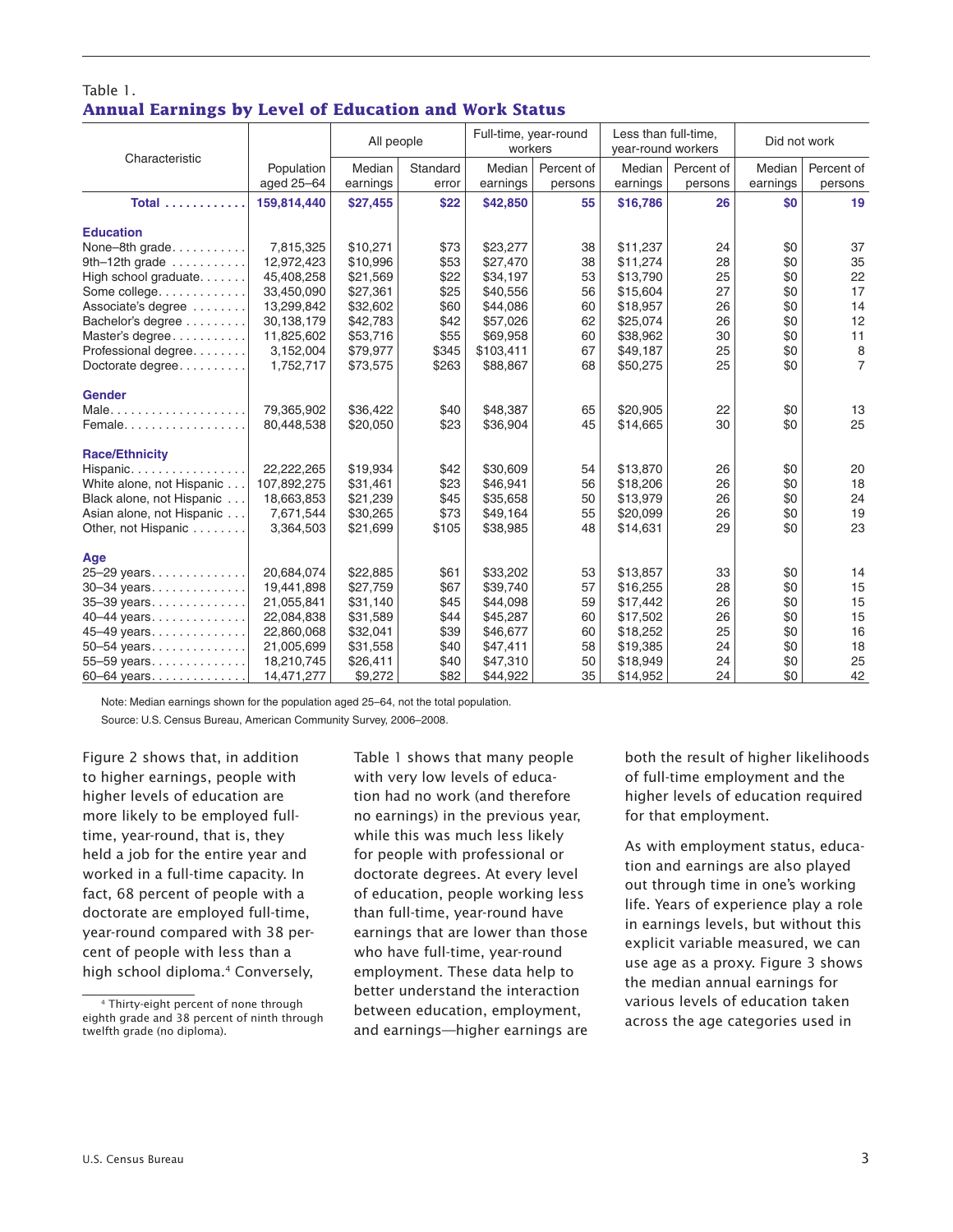Table 1.

## Annual Earnings by Level of Education and Work Status

| Characteristic | Population aged 25–64 | All people | | Full-time, year-round workers | | Less than full-time, year-round workers | | Did not work | |
|---|---|---|---|---|---|---|---|---|---|
| | | Median earnings | Standard error | Median earnings | Percent of persons | Median earnings | Percent of persons | Median earnings | Percent of persons |
| **Total** | **159,814,440** | **$27,455** | **$22** | **$42,850** | **55** | **$16,786** | **26** | **$0** | **19** |
| **Education** | | | | | | | | | |
| None–8th grade | 7,815,325 | $10,271 | $73 | $23,277 | 38 | $11,237 | 24 | $0 | 37 |
| 9th–12th grade | 12,972,423 | $10,996 | $53 | $27,470 | 38 | $11,274 | 28 | $0 | 35 |
| High school graduate | 45,408,258 | $21,569 | $22 | $34,197 | 53 | $13,790 | 25 | $0 | 22 |
| Some college | 33,450,090 | $27,361 | $25 | $40,556 | 56 | $15,604 | 27 | $0 | 17 |
| Associate's degree | 13,299,842 | $32,602 | $60 | $44,086 | 60 | $18,957 | 26 | $0 | 14 |
| Bachelor's degree | 30,138,179 | $42,783 | $42 | $57,026 | 62 | $25,074 | 26 | $0 | 12 |
| Master's degree | 11,825,602 | $53,716 | $55 | $69,958 | 60 | $38,962 | 30 | $0 | 11 |
| Professional degree | 3,152,004 | $79,977 | $345 | $103,411 | 67 | $49,187 | 25 | $0 | 8 |
| Doctorate degree | 1,752,717 | $73,575 | $263 | $88,867 | 68 | $50,275 | 25 | $0 | 7 |
| **Gender** | | | | | | | | | |
| Male | 79,365,902 | $36,422 | $40 | $48,387 | 65 | $20,905 | 22 | $0 | 13 |
| Female | 80,448,538 | $20,050 | $23 | $36,904 | 45 | $14,665 | 30 | $0 | 25 |
| **Race/Ethnicity** | | | | | | | | | |
| Hispanic | 22,222,265 | $19,934 | $42 | $30,609 | 54 | $13,870 | 26 | $0 | 20 |
| White alone, not Hispanic | 107,892,275 | $31,461 | $23 | $46,941 | 56 | $18,206 | 26 | $0 | 18 |
| Black alone, not Hispanic | 18,663,853 | $21,239 | $45 | $35,658 | 50 | $13,979 | 26 | $0 | 24 |
| Asian alone, not Hispanic | 7,671,544 | $30,265 | $73 | $49,164 | 55 | $20,099 | 26 | $0 | 19 |
| Other, not Hispanic | 3,364,503 | $21,699 | $105 | $38,985 | 48 | $14,631 | 29 | $0 | 23 |
| **Age** | | | | | | | | | |
| 25–29 years | 20,684,074 | $22,885 | $61 | $33,202 | 53 | $13,857 | 33 | $0 | 14 |
| 30–34 years | 19,441,898 | $27,759 | $67 | $39,740 | 57 | $16,255 | 28 | $0 | 15 |
| 35–39 years | 21,055,841 | $31,140 | $45 | $44,098 | 59 | $17,442 | 26 | $0 | 15 |
| 40–44 years | 22,084,838 | $31,589 | $44 | $45,287 | 60 | $17,502 | 26 | $0 | 15 |
| 45–49 years | 22,860,068 | $32,041 | $39 | $46,677 | 60 | $18,252 | 25 | $0 | 16 |
| 50–54 years | 21,005,699 | $31,558 | $40 | $47,411 | 58 | $19,385 | 24 | $0 | 18 |
| 55–59 years | 18,210,745 | $26,411 | $40 | $47,310 | 50 | $18,949 | 24 | $0 | 25 |
| 60–64 years | 14,471,277 | $9,272 | $82 | $44,922 | 35 | $14,952 | 24 | $0 | 42 |

Note: Median earnings shown for the population aged 25–64, not the total population.

Source: U.S. Census Bureau, American Community Survey, 2006–2008.

Figure 2 shows that, in addition to higher earnings, people with higher levels of education are more likely to be employed full-time, year-round, that is, they held a job for the entire year and worked in a full-time capacity. In fact, 68 percent of people with a doctorate are employed full-time, year-round compared with 38 percent of people with less than a high school diploma.[4] Conversely, Table 1 shows that many people with very low levels of education had no work (and therefore no earnings) in the previous year, while this was much less likely for people with professional or doctorate degrees. At every level of education, people working less than full-time, year-round have earnings that are lower than those who have full-time, year-round employment. These data help to better understand the interaction between education, employment, and earnings—higher earnings are both the result of higher likelihoods of full-time employment and the higher levels of education required for that employment.

As with employment status, education and earnings are also played out through time in one's working life. Years of experience play a role in earnings levels, but without this explicit variable measured, we can use age as a proxy. Figure 3 shows the median annual earnings for various levels of education taken across the age categories used in

[4] Thirty-eight percent of none through eighth grade and 38 percent of ninth through twelfth grade (no diploma).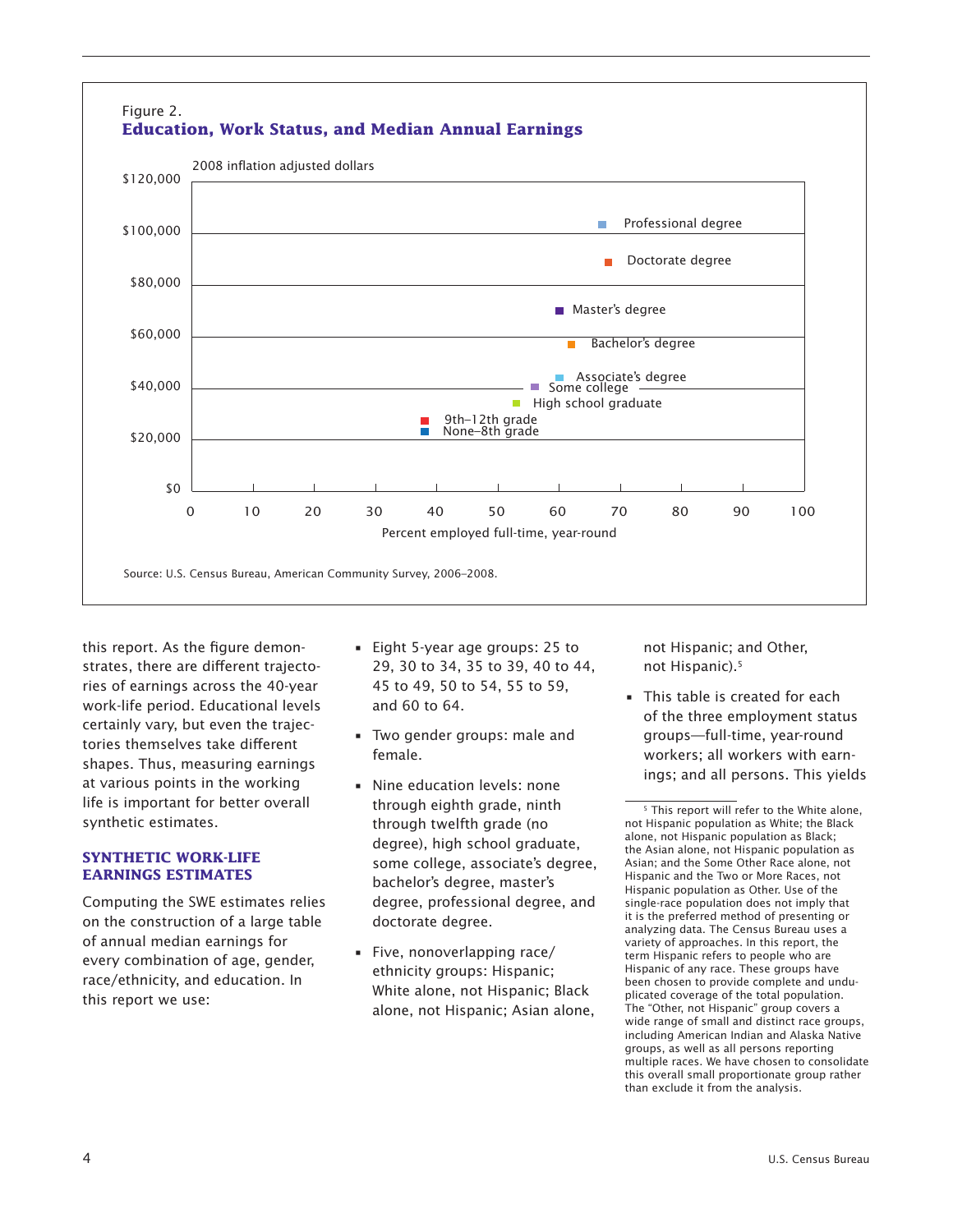Figure 2.
**Education, Work Status, and Median Annual Earnings**

2008 inflation adjusted dollars

| Education level |
|---|
| Professional degree |
| Doctorate degree |
| Master's degree |
| Bachelor's degree |
| Associate's degree |
| Some college |
| High school graduate |
| 9th–12th grade |
| None–8th grade |

Y-axis: $0 to $120,000. X-axis: Percent employed full-time, year-round (0 to 100).

Source: U.S. Census Bureau, American Community Survey, 2006–2008.

this report. As the figure demonstrates, there are different trajectories of earnings across the 40-year work-life period. Educational levels certainly vary, but even the trajectories themselves take different shapes. Thus, measuring earnings at various points in the working life is important for better overall synthetic estimates.

## SYNTHETIC WORK-LIFE EARNINGS ESTIMATES

Computing the SWE estimates relies on the construction of a large table of annual median earnings for every combination of age, gender, race/ethnicity, and education. In this report we use:

- Eight 5-year age groups: 25 to 29, 30 to 34, 35 to 39, 40 to 44, 45 to 49, 50 to 54, 55 to 59, and 60 to 64.
- Two gender groups: male and female.
- Nine education levels: none through eighth grade, ninth through twelfth grade (no degree), high school graduate, some college, associate's degree, bachelor's degree, master's degree, professional degree, and doctorate degree.
- Five, nonoverlapping race/ethnicity groups: Hispanic; White alone, not Hispanic; Black alone, not Hispanic; Asian alone, not Hispanic; and Other, not Hispanic).[5]
- This table is created for each of the three employment status groups—full-time, year-round workers; all workers with earnings; and all persons. This yields

[5] This report will refer to the White alone, not Hispanic population as White; the Black alone, not Hispanic population as Black; the Asian alone, not Hispanic population as Asian; and the Some Other Race alone, not Hispanic and the Two or More Races, not Hispanic population as Other. Use of the single-race population does not imply that it is the preferred method of presenting or analyzing data. The Census Bureau uses a variety of approaches. In this report, the term Hispanic refers to people who are Hispanic of any race. These groups have been chosen to provide complete and unduplicated coverage of the total population. The "Other, not Hispanic" group covers a wide range of small and distinct race groups, including American Indian and Alaska Native groups, as well as all persons reporting multiple races. We have chosen to consolidate this overall small proportionate group rather than exclude it from the analysis.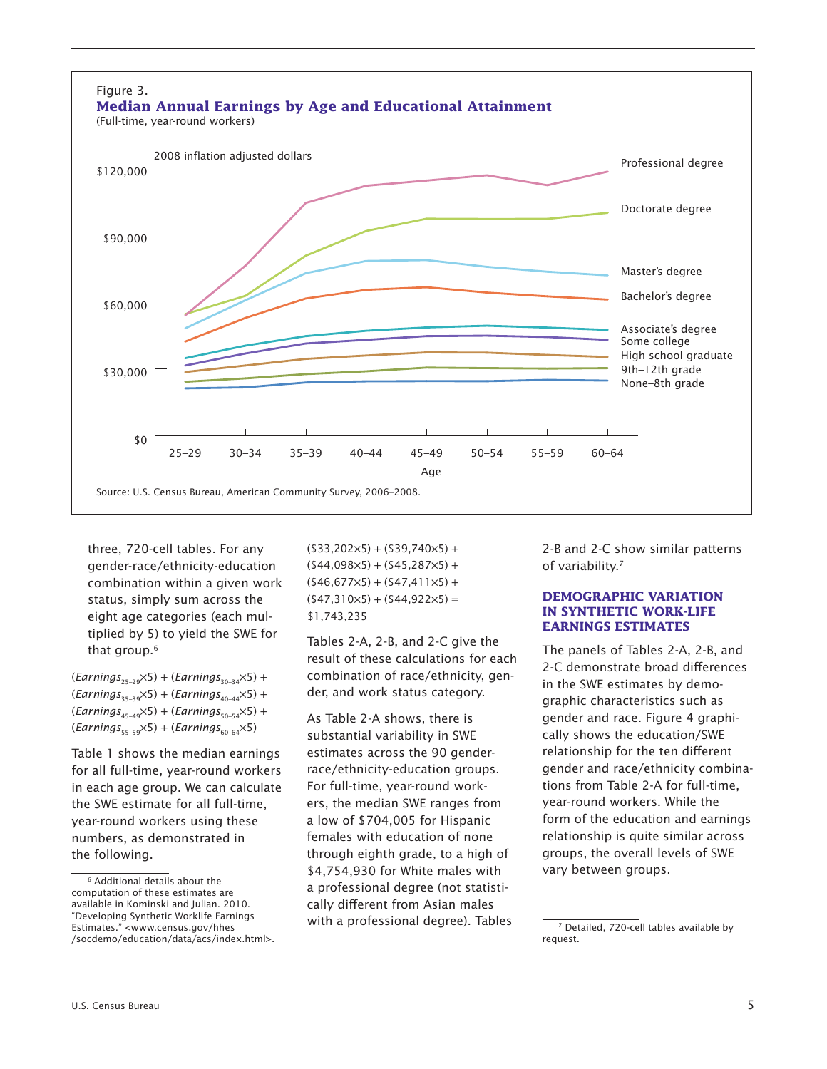Figure 3.
**Median Annual Earnings by Age and Educational Attainment**
(Full-time, year-round workers)

three, 720-cell tables. For any gender-race/ethnicity-education combination within a given work status, simply sum across the eight age categories (each multiplied by 5) to yield the SWE for that group.[6]

$$(Earnings_{25\text{–}29}\times5) + (Earnings_{30\text{–}34}\times5) + (Earnings_{35\text{–}39}\times5) + (Earnings_{40\text{–}44}\times5) + (Earnings_{45\text{–}49}\times5) + (Earnings_{50\text{–}54}\times5) + (Earnings_{55\text{–}59}\times5) + (Earnings_{60\text{–}64}\times5)$$

Table 1 shows the median earnings for all full-time, year-round workers in each age group. We can calculate the SWE estimate for all full-time, year-round workers using these numbers, as demonstrated in the following.

$$(\$33{,}202\times5) + (\$39{,}740\times5) + (\$44{,}098\times5) + (\$45{,}287\times5) + (\$46{,}677\times5) + (\$47{,}411\times5) + (\$47{,}310\times5) + (\$44{,}922\times5) = \$1{,}743{,}235$$

Tables 2-A, 2-B, and 2-C give the result of these calculations for each combination of race/ethnicity, gender, and work status category.

As Table 2-A shows, there is substantial variability in SWE estimates across the 90 gender-race/ethnicity-education groups. For full-time, year-round workers, the median SWE ranges from a low of $704,005 for Hispanic females with education of none through eighth grade, to a high of $4,754,930 for White males with a professional degree (not statistically different from Asian males with a professional degree). Tables 2-B and 2-C show similar patterns of variability.[7]

## DEMOGRAPHIC VARIATION IN SYNTHETIC WORK-LIFE EARNINGS ESTIMATES

The panels of Tables 2-A, 2-B, and 2-C demonstrate broad differences in the SWE estimates by demographic characteristics such as gender and race. Figure 4 graphically shows the education/SWE relationship for the ten different gender and race/ethnicity combinations from Table 2-A for full-time, year-round workers. While the form of the education and earnings relationship is quite similar across groups, the overall levels of SWE vary between groups.

[6] Additional details about the computation of these estimates are available in Kominski and Julian. 2010. "Developing Synthetic Worklife Earnings Estimates." <www.census.gov/hhes/socdemo/education/data/acs/index.html>.

[7] Detailed, 720-cell tables available by request.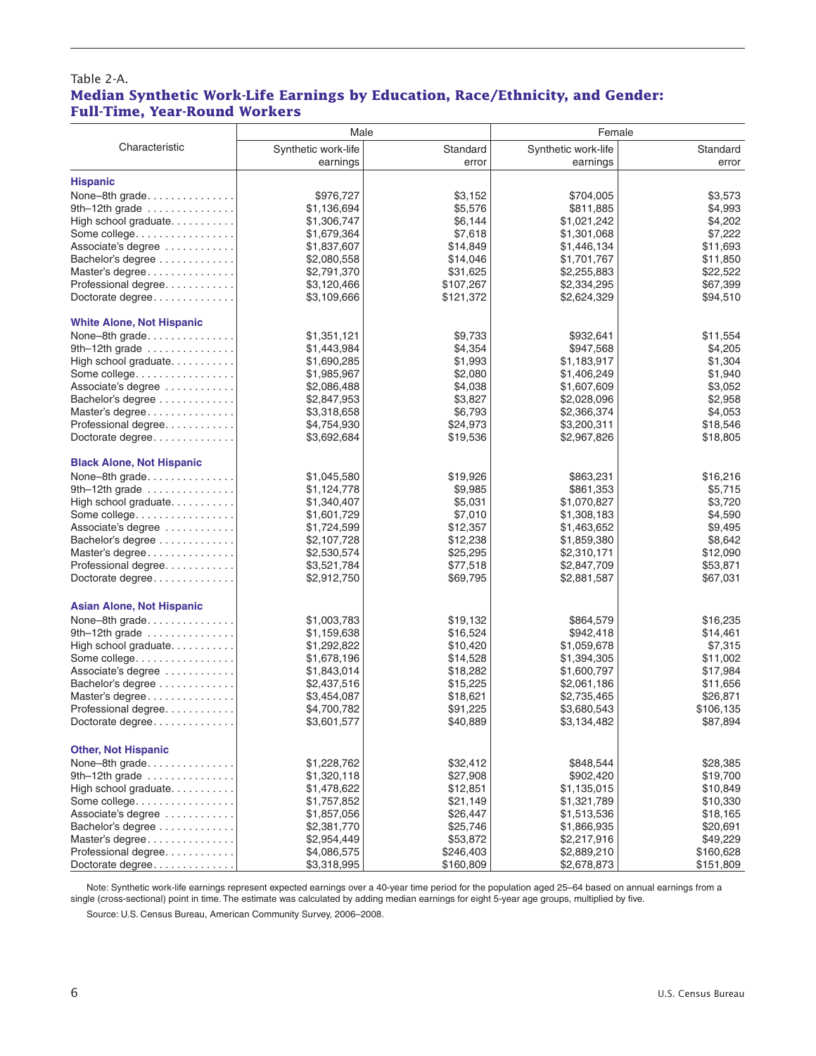Table 2-A.

## Median Synthetic Work-Life Earnings by Education, Race/Ethnicity, and Gender: Full-Time, Year-Round Workers

| Characteristic | Male | | Female | |
|---|---|---|---|---|
| | Synthetic work-life earnings | Standard error | Synthetic work-life earnings | Standard error |
| **Hispanic** | | | | |
| None–8th grade | $976,727 | $3,152 | $704,005 | $3,573 |
| 9th–12th grade | $1,136,694 | $5,576 | $811,885 | $4,993 |
| High school graduate | $1,306,747 | $6,144 | $1,021,242 | $4,202 |
| Some college | $1,679,364 | $7,618 | $1,301,068 | $7,222 |
| Associate's degree | $1,837,607 | $14,849 | $1,446,134 | $11,693 |
| Bachelor's degree | $2,080,558 | $14,046 | $1,701,767 | $11,850 |
| Master's degree | $2,791,370 | $31,625 | $2,255,883 | $22,522 |
| Professional degree | $3,120,466 | $107,267 | $2,334,295 | $67,399 |
| Doctorate degree | $3,109,666 | $121,372 | $2,624,329 | $94,510 |
| **White Alone, Not Hispanic** | | | | |
| None–8th grade | $1,351,121 | $9,733 | $932,641 | $11,554 |
| 9th–12th grade | $1,443,984 | $4,354 | $947,568 | $4,205 |
| High school graduate | $1,690,285 | $1,993 | $1,183,917 | $1,304 |
| Some college | $1,985,967 | $2,080 | $1,406,249 | $1,940 |
| Associate's degree | $2,086,488 | $4,038 | $1,607,609 | $3,052 |
| Bachelor's degree | $2,847,953 | $3,827 | $2,028,096 | $2,958 |
| Master's degree | $3,318,658 | $6,793 | $2,366,374 | $4,053 |
| Professional degree | $4,754,930 | $24,973 | $3,200,311 | $18,546 |
| Doctorate degree | $3,692,684 | $19,536 | $2,967,826 | $18,805 |
| **Black Alone, Not Hispanic** | | | | |
| None–8th grade | $1,045,580 | $19,926 | $863,231 | $16,216 |
| 9th–12th grade | $1,124,778 | $9,985 | $861,353 | $5,715 |
| High school graduate | $1,340,407 | $5,031 | $1,070,827 | $3,720 |
| Some college | $1,601,729 | $7,010 | $1,308,183 | $4,590 |
| Associate's degree | $1,724,599 | $12,357 | $1,463,652 | $9,495 |
| Bachelor's degree | $2,107,728 | $12,238 | $1,859,380 | $8,642 |
| Master's degree | $2,530,574 | $25,295 | $2,310,171 | $12,090 |
| Professional degree | $3,521,784 | $77,518 | $2,847,709 | $53,871 |
| Doctorate degree | $2,912,750 | $69,795 | $2,881,587 | $67,031 |
| **Asian Alone, Not Hispanic** | | | | |
| None–8th grade | $1,003,783 | $19,132 | $864,579 | $16,235 |
| 9th–12th grade | $1,159,638 | $16,524 | $942,418 | $14,461 |
| High school graduate | $1,292,822 | $10,420 | $1,059,678 | $7,315 |
| Some college | $1,678,196 | $14,528 | $1,394,305 | $11,002 |
| Associate's degree | $1,843,014 | $18,282 | $1,600,797 | $17,984 |
| Bachelor's degree | $2,437,516 | $15,225 | $2,061,186 | $11,656 |
| Master's degree | $3,454,087 | $18,621 | $2,735,465 | $26,871 |
| Professional degree | $4,700,782 | $91,225 | $3,680,543 | $106,135 |
| Doctorate degree | $3,601,577 | $40,889 | $3,134,482 | $87,894 |
| **Other, Not Hispanic** | | | | |
| None–8th grade | $1,228,762 | $32,412 | $848,544 | $28,385 |
| 9th–12th grade | $1,320,118 | $27,908 | $902,420 | $19,700 |
| High school graduate | $1,478,622 | $12,851 | $1,135,015 | $10,849 |
| Some college | $1,757,852 | $21,149 | $1,321,789 | $10,330 |
| Associate's degree | $1,857,056 | $26,447 | $1,513,536 | $18,165 |
| Bachelor's degree | $2,381,770 | $25,746 | $1,866,935 | $20,691 |
| Master's degree | $2,954,449 | $53,872 | $2,217,916 | $49,229 |
| Professional degree | $4,086,575 | $246,403 | $2,889,210 | $160,628 |
| Doctorate degree | $3,318,995 | $160,809 | $2,678,873 | $151,809 |

Note: Synthetic work-life earnings represent expected earnings over a 40-year time period for the population aged 25–64 based on annual earnings from a single (cross-sectional) point in time. The estimate was calculated by adding median earnings for eight 5-year age groups, multiplied by five.

Source: U.S. Census Bureau, American Community Survey, 2006–2008.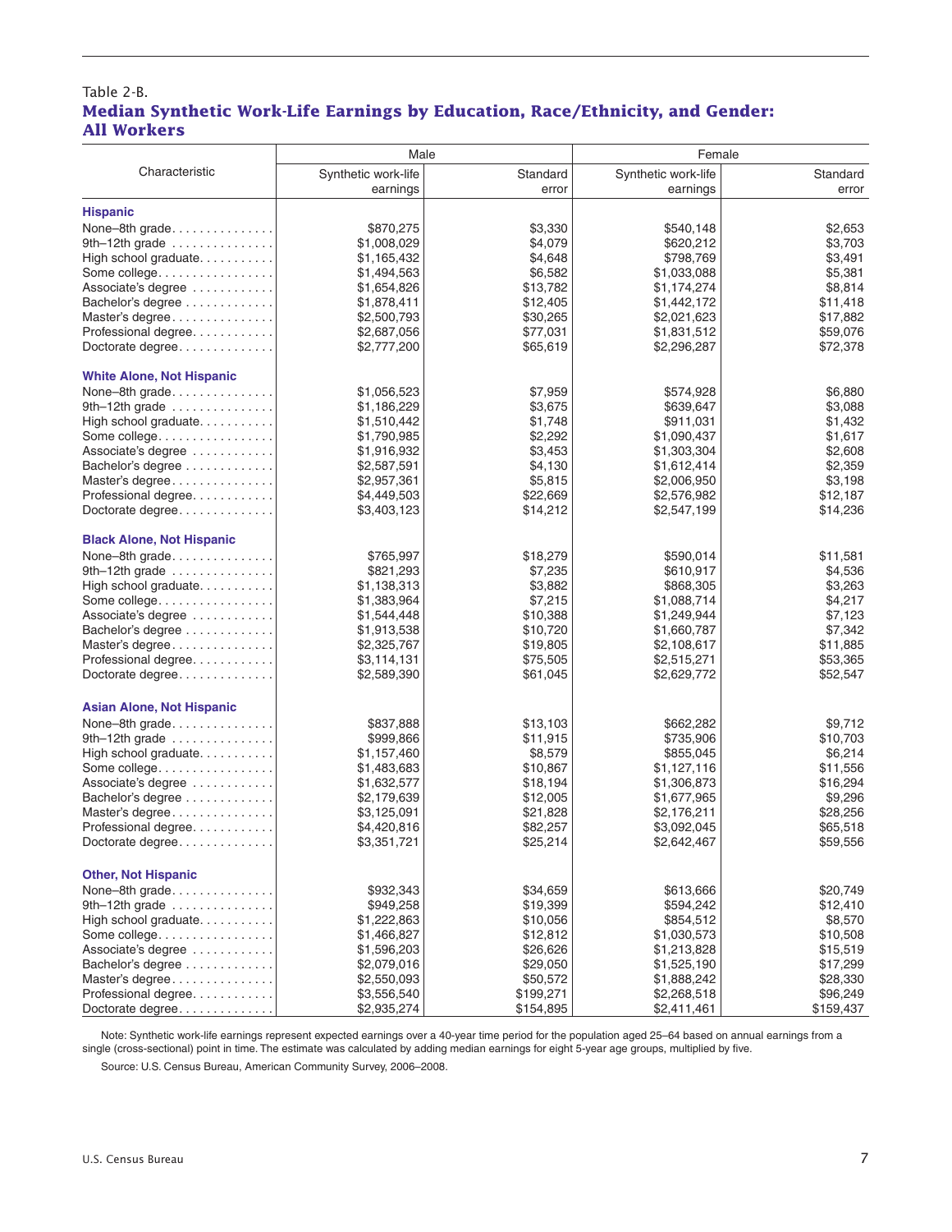Table 2-B.

## Median Synthetic Work-Life Earnings by Education, Race/Ethnicity, and Gender: All Workers

| Characteristic | Male | | Female | |
|---|---|---|---|---|
| | Synthetic work-life earnings | Standard error | Synthetic work-life earnings | Standard error |
| **Hispanic** | | | | |
| None–8th grade | $870,275 | $3,330 | $540,148 | $2,653 |
| 9th–12th grade | $1,008,029 | $4,079 | $620,212 | $3,703 |
| High school graduate | $1,165,432 | $4,648 | $798,769 | $3,491 |
| Some college | $1,494,563 | $6,582 | $1,033,088 | $5,381 |
| Associate's degree | $1,654,826 | $13,782 | $1,174,274 | $8,814 |
| Bachelor's degree | $1,878,411 | $12,405 | $1,442,172 | $11,418 |
| Master's degree | $2,500,793 | $30,265 | $2,021,623 | $17,882 |
| Professional degree | $2,687,056 | $77,031 | $1,831,512 | $59,076 |
| Doctorate degree | $2,777,200 | $65,619 | $2,296,287 | $72,378 |
| **White Alone, Not Hispanic** | | | | |
| None–8th grade | $1,056,523 | $7,959 | $574,928 | $6,880 |
| 9th–12th grade | $1,186,229 | $3,675 | $639,647 | $3,088 |
| High school graduate | $1,510,442 | $1,748 | $911,031 | $1,432 |
| Some college | $1,790,985 | $2,292 | $1,090,437 | $1,617 |
| Associate's degree | $1,916,932 | $3,453 | $1,303,304 | $2,608 |
| Bachelor's degree | $2,587,591 | $4,130 | $1,612,414 | $2,359 |
| Master's degree | $2,957,361 | $5,815 | $2,006,950 | $3,198 |
| Professional degree | $4,449,503 | $22,669 | $2,576,982 | $12,187 |
| Doctorate degree | $3,403,123 | $14,212 | $2,547,199 | $14,236 |
| **Black Alone, Not Hispanic** | | | | |
| None–8th grade | $765,997 | $18,279 | $590,014 | $11,581 |
| 9th–12th grade | $821,293 | $7,235 | $610,917 | $4,536 |
| High school graduate | $1,138,313 | $3,882 | $868,305 | $3,263 |
| Some college | $1,383,964 | $7,215 | $1,088,714 | $4,217 |
| Associate's degree | $1,544,448 | $10,388 | $1,249,944 | $7,123 |
| Bachelor's degree | $1,913,538 | $10,720 | $1,660,787 | $7,342 |
| Master's degree | $2,325,767 | $19,805 | $2,108,617 | $11,885 |
| Professional degree | $3,114,131 | $75,505 | $2,515,271 | $53,365 |
| Doctorate degree | $2,589,390 | $61,045 | $2,629,772 | $52,547 |
| **Asian Alone, Not Hispanic** | | | | |
| None–8th grade | $837,888 | $13,103 | $662,282 | $9,712 |
| 9th–12th grade | $999,866 | $11,915 | $735,906 | $10,703 |
| High school graduate | $1,157,460 | $8,579 | $855,045 | $6,214 |
| Some college | $1,483,683 | $10,867 | $1,127,116 | $11,556 |
| Associate's degree | $1,632,577 | $18,194 | $1,306,873 | $16,294 |
| Bachelor's degree | $2,179,639 | $12,005 | $1,677,965 | $9,296 |
| Master's degree | $3,125,091 | $21,828 | $2,176,211 | $28,256 |
| Professional degree | $4,420,816 | $82,257 | $3,092,045 | $65,518 |
| Doctorate degree | $3,351,721 | $25,214 | $2,642,467 | $59,556 |
| **Other, Not Hispanic** | | | | |
| None–8th grade | $932,343 | $34,659 | $613,666 | $20,749 |
| 9th–12th grade | $949,258 | $19,399 | $594,242 | $12,410 |
| High school graduate | $1,222,863 | $10,056 | $854,512 | $8,570 |
| Some college | $1,466,827 | $12,812 | $1,030,573 | $10,508 |
| Associate's degree | $1,596,203 | $26,626 | $1,213,828 | $15,519 |
| Bachelor's degree | $2,079,016 | $29,050 | $1,525,190 | $17,299 |
| Master's degree | $2,550,093 | $50,572 | $1,888,242 | $28,330 |
| Professional degree | $3,556,540 | $199,271 | $2,268,518 | $96,249 |
| Doctorate degree | $2,935,274 | $154,895 | $2,411,461 | $159,437 |

Note: Synthetic work-life earnings represent expected earnings over a 40-year time period for the population aged 25–64 based on annual earnings from a single (cross-sectional) point in time. The estimate was calculated by adding median earnings for eight 5-year age groups, multiplied by five.

Source: U.S. Census Bureau, American Community Survey, 2006–2008.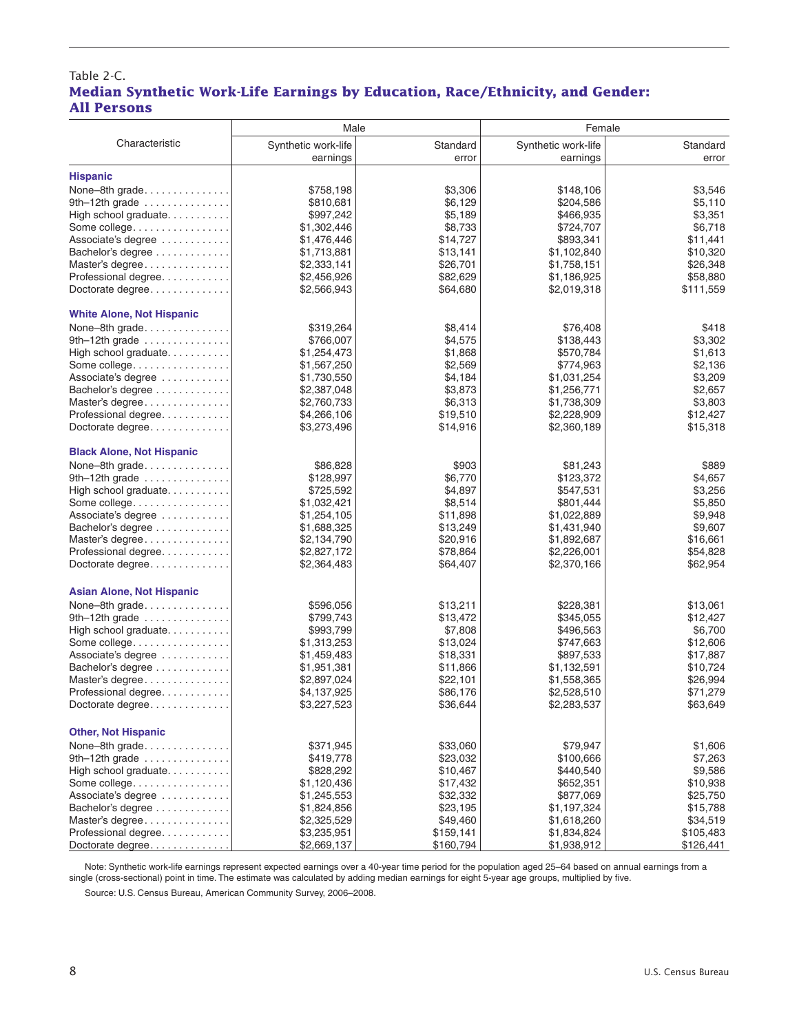Table 2-C.

## Median Synthetic Work-Life Earnings by Education, Race/Ethnicity, and Gender: All Persons

| Characteristic | Male | | Female | |
|---|---|---|---|---|
| | Synthetic work-life earnings | Standard error | Synthetic work-life earnings | Standard error |
| **Hispanic** | | | | |
| None–8th grade | $758,198 | $3,306 | $148,106 | $3,546 |
| 9th–12th grade | $810,681 | $6,129 | $204,586 | $5,110 |
| High school graduate | $997,242 | $5,189 | $466,935 | $3,351 |
| Some college | $1,302,446 | $8,733 | $724,707 | $6,718 |
| Associate's degree | $1,476,446 | $14,727 | $893,341 | $11,441 |
| Bachelor's degree | $1,713,881 | $13,141 | $1,102,840 | $10,320 |
| Master's degree | $2,333,141 | $26,701 | $1,758,151 | $26,348 |
| Professional degree | $2,456,926 | $82,629 | $1,186,925 | $58,880 |
| Doctorate degree | $2,566,943 | $64,680 | $2,019,318 | $111,559 |
| **White Alone, Not Hispanic** | | | | |
| None–8th grade | $319,264 | $8,414 | $76,408 | $418 |
| 9th–12th grade | $766,007 | $4,575 | $138,443 | $3,302 |
| High school graduate | $1,254,473 | $1,868 | $570,784 | $1,613 |
| Some college | $1,567,250 | $2,569 | $774,963 | $2,136 |
| Associate's degree | $1,730,550 | $4,184 | $1,031,254 | $3,209 |
| Bachelor's degree | $2,387,048 | $3,873 | $1,256,771 | $2,657 |
| Master's degree | $2,760,733 | $6,313 | $1,738,309 | $3,803 |
| Professional degree | $4,266,106 | $19,510 | $2,228,909 | $12,427 |
| Doctorate degree | $3,273,496 | $14,916 | $2,360,189 | $15,318 |
| **Black Alone, Not Hispanic** | | | | |
| None–8th grade | $86,828 | $903 | $81,243 | $889 |
| 9th–12th grade | $128,997 | $6,770 | $123,372 | $4,657 |
| High school graduate | $725,592 | $4,897 | $547,531 | $3,256 |
| Some college | $1,032,421 | $8,514 | $801,444 | $5,850 |
| Associate's degree | $1,254,105 | $11,898 | $1,022,889 | $9,948 |
| Bachelor's degree | $1,688,325 | $13,249 | $1,431,940 | $9,607 |
| Master's degree | $2,134,790 | $20,916 | $1,892,687 | $16,661 |
| Professional degree | $2,827,172 | $78,864 | $2,226,001 | $54,828 |
| Doctorate degree | $2,364,483 | $64,407 | $2,370,166 | $62,954 |
| **Asian Alone, Not Hispanic** | | | | |
| None–8th grade | $596,056 | $13,211 | $228,381 | $13,061 |
| 9th–12th grade | $799,743 | $13,472 | $345,055 | $12,427 |
| High school graduate | $993,799 | $7,808 | $496,563 | $6,700 |
| Some college | $1,313,253 | $13,024 | $747,663 | $12,606 |
| Associate's degree | $1,459,483 | $18,331 | $897,533 | $17,887 |
| Bachelor's degree | $1,951,381 | $11,866 | $1,132,591 | $10,724 |
| Master's degree | $2,897,024 | $22,101 | $1,558,365 | $26,994 |
| Professional degree | $4,137,925 | $86,176 | $2,528,510 | $71,279 |
| Doctorate degree | $3,227,523 | $36,644 | $2,283,537 | $63,649 |
| **Other, Not Hispanic** | | | | |
| None–8th grade | $371,945 | $33,060 | $79,947 | $1,606 |
| 9th–12th grade | $419,778 | $23,032 | $100,666 | $7,263 |
| High school graduate | $828,292 | $10,467 | $440,540 | $9,586 |
| Some college | $1,120,436 | $17,432 | $652,351 | $10,938 |
| Associate's degree | $1,245,553 | $32,332 | $877,069 | $25,750 |
| Bachelor's degree | $1,824,856 | $23,195 | $1,197,324 | $15,788 |
| Master's degree | $2,325,529 | $49,460 | $1,618,260 | $34,519 |
| Professional degree | $3,235,951 | $159,141 | $1,834,824 | $105,483 |
| Doctorate degree | $2,669,137 | $160,794 | $1,938,912 | $126,441 |

Note: Synthetic work-life earnings represent expected earnings over a 40-year time period for the population aged 25–64 based on annual earnings from a single (cross-sectional) point in time. The estimate was calculated by adding median earnings for eight 5-year age groups, multiplied by five.

Source: U.S. Census Bureau, American Community Survey, 2006–2008.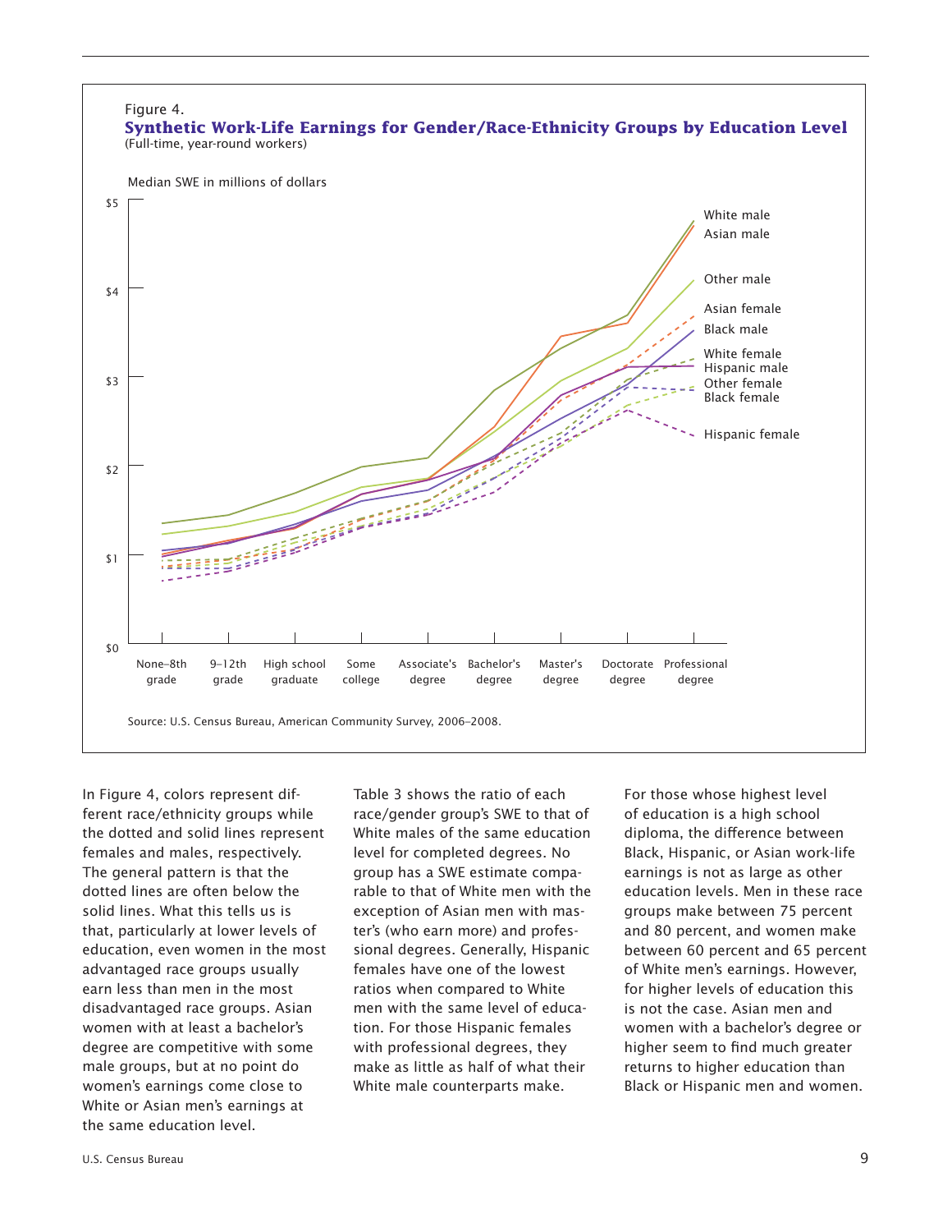Figure 4.

**Synthetic Work-Life Earnings for Gender/Race-Ethnicity Groups by Education Level**

(Full-time, year-round workers)

Source: U.S. Census Bureau, American Community Survey, 2006–2008.

In Figure 4, colors represent different race/ethnicity groups while the dotted and solid lines represent females and males, respectively. The general pattern is that the dotted lines are often below the solid lines. What this tells us is that, particularly at lower levels of education, even women in the most advantaged race groups usually earn less than men in the most disadvantaged race groups. Asian women with at least a bachelor's degree are competitive with some male groups, but at no point do women's earnings come close to White or Asian men's earnings at the same education level.

Table 3 shows the ratio of each race/gender group's SWE to that of White males of the same education level for completed degrees. No group has a SWE estimate comparable to that of White men with the exception of Asian men with master's (who earn more) and professional degrees. Generally, Hispanic females have one of the lowest ratios when compared to White men with the same level of education. For those Hispanic females with professional degrees, they make as little as half of what their White male counterparts make.

For those whose highest level of education is a high school diploma, the difference between Black, Hispanic, or Asian work-life earnings is not as large as other education levels. Men in these race groups make between 75 percent and 80 percent, and women make between 60 percent and 65 percent of White men's earnings. However, for higher levels of education this is not the case. Asian men and women with a bachelor's degree or higher seem to find much greater returns to higher education than Black or Hispanic men and women.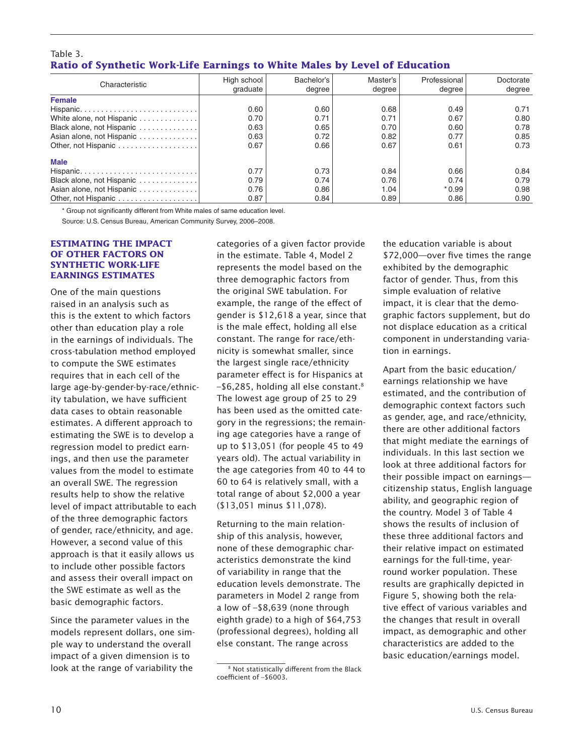Table 3.
**Ratio of Synthetic Work-Life Earnings to White Males by Level of Education**

| Characteristic | High school graduate | Bachelor's degree | Master's degree | Professional degree | Doctorate degree |
|---|---|---|---|---|---|
| **Female** | | | | | |
| Hispanic | 0.60 | 0.60 | 0.68 | 0.49 | 0.71 |
| White alone, not Hispanic | 0.70 | 0.71 | 0.71 | 0.67 | 0.80 |
| Black alone, not Hispanic | 0.63 | 0.65 | 0.70 | 0.60 | 0.78 |
| Asian alone, not Hispanic | 0.63 | 0.72 | 0.82 | 0.77 | 0.85 |
| Other, not Hispanic | 0.67 | 0.66 | 0.67 | 0.61 | 0.73 |
| **Male** | | | | | |
| Hispanic | 0.77 | 0.73 | 0.84 | 0.66 | 0.84 |
| Black alone, not Hispanic | 0.79 | 0.74 | 0.76 | 0.74 | 0.79 |
| Asian alone, not Hispanic | 0.76 | 0.86 | 1.04 | *0.99 | 0.98 |
| Other, not Hispanic | 0.87 | 0.84 | 0.89 | 0.86 | 0.90 |

* Group not significantly different from White males of same education level.

Source: U.S. Census Bureau, American Community Survey, 2006–2008.

### ESTIMATING THE IMPACT OF OTHER FACTORS ON SYNTHETIC WORK-LIFE EARNINGS ESTIMATES

One of the main questions raised in an analysis such as this is the extent to which factors other than education play a role in the earnings of individuals. The cross-tabulation method employed to compute the SWE estimates requires that in each cell of the large age-by-gender-by-race/ethnicity tabulation, we have sufficient data cases to obtain reasonable estimates. A different approach to estimating the SWE is to develop a regression model to predict earnings, and then use the parameter values from the model to estimate an overall SWE. The regression results help to show the relative level of impact attributable to each of the three demographic factors of gender, race/ethnicity, and age. However, a second value of this approach is that it easily allows us to include other possible factors and assess their overall impact on the SWE estimate as well as the basic demographic factors.

Since the parameter values in the models represent dollars, one simple way to understand the overall impact of a given dimension is to look at the range of variability the categories of a given factor provide in the estimate. Table 4, Model 2 represents the model based on the three demographic factors from the original SWE tabulation. For example, the range of the effect of gender is $12,618 a year, since that is the male effect, holding all else constant. The range for race/ethnicity is somewhat smaller, since the largest single race/ethnicity parameter effect is for Hispanics at –$6,285, holding all else constant.[8] The lowest age group of 25 to 29 has been used as the omitted category in the regressions; the remaining age categories have a range of up to $13,051 (for people 45 to 49 years old). The actual variability in the age categories from 40 to 44 to 60 to 64 is relatively small, with a total range of about $2,000 a year ($13,051 minus $11,078).

Returning to the main relationship of this analysis, however, none of these demographic characteristics demonstrate the kind of variability in range that the education levels demonstrate. The parameters in Model 2 range from a low of –$8,639 (none through eighth grade) to a high of $64,753 (professional degrees), holding all else constant. The range across the education variable is about $72,000—over five times the range exhibited by the demographic factor of gender. Thus, from this simple evaluation of relative impact, it is clear that the demographic factors supplement, but do not displace education as a critical component in understanding variation in earnings.

Apart from the basic education/earnings relationship we have estimated, and the contribution of demographic context factors such as gender, age, and race/ethnicity, there are other additional factors that might mediate the earnings of individuals. In this last section we look at three additional factors for their possible impact on earnings—citizenship status, English language ability, and geographic region of the country. Model 3 of Table 4 shows the results of inclusion of these three additional factors and their relative impact on estimated earnings for the full-time, year-round worker population. These results are graphically depicted in Figure 5, showing both the relative effect of various variables and the changes that result in overall impact, as demographic and other characteristics are added to the basic education/earnings model.

[8] Not statistically different from the Black coefficient of –$6003.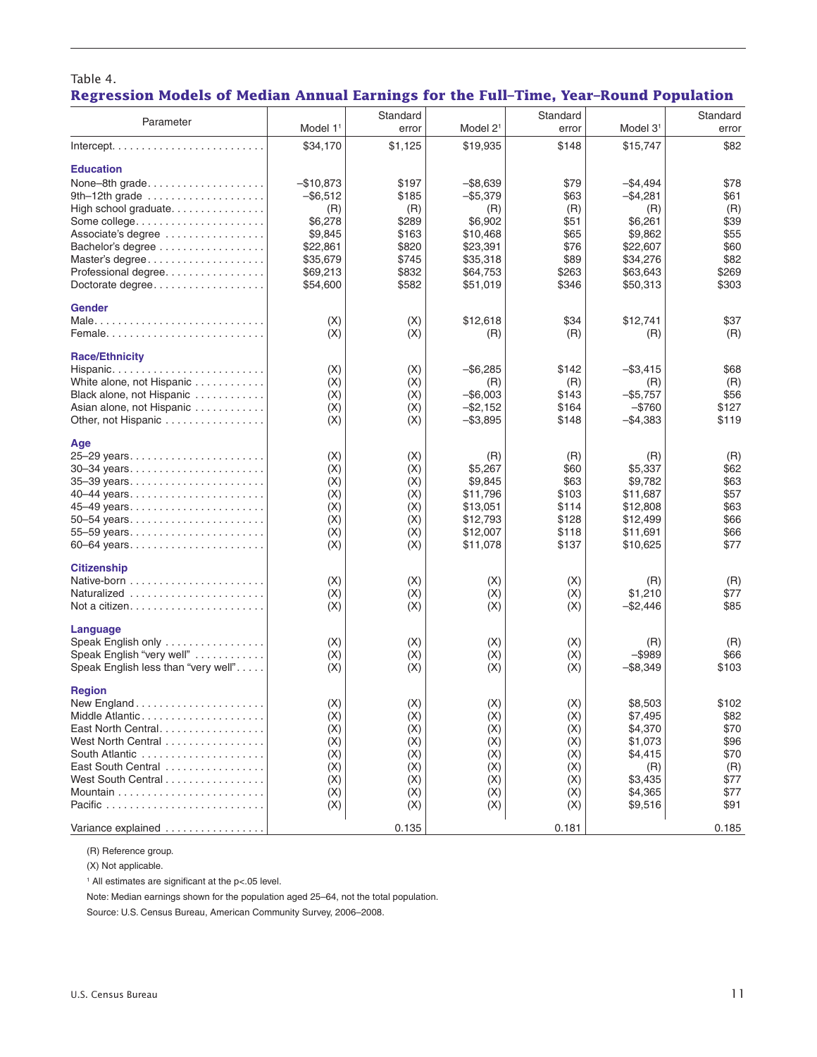Table 4.

## Regression Models of Median Annual Earnings for the Full-Time, Year-Round Population

| Parameter | Model 1[1] | Standard error | Model 2[1] | Standard error | Model 3[1] | Standard error |
|---|---|---|---|---|---|---|
| Intercept | $34,170 | $1,125 | $19,935 | $148 | $15,747 | $82 |
| **Education** | | | | | | |
| None–8th grade | –$10,873 | $197 | –$8,639 | $79 | –$4,494 | $78 |
| 9th–12th grade | –$6,512 | $185 | –$5,379 | $63 | –$4,281 | $61 |
| High school graduate | (R) | (R) | (R) | (R) | (R) | (R) |
| Some college | $6,278 | $289 | $6,902 | $51 | $6,261 | $39 |
| Associate's degree | $9,845 | $163 | $10,468 | $65 | $9,862 | $55 |
| Bachelor's degree | $22,861 | $820 | $23,391 | $76 | $22,607 | $60 |
| Master's degree | $35,679 | $745 | $35,318 | $89 | $34,276 | $82 |
| Professional degree | $69,213 | $832 | $64,753 | $263 | $63,643 | $269 |
| Doctorate degree | $54,600 | $582 | $51,019 | $346 | $50,313 | $303 |
| **Gender** | | | | | | |
| Male | (X) | (X) | $12,618 | $34 | $12,741 | $37 |
| Female | (X) | (X) | (R) | (R) | (R) | (R) |
| **Race/Ethnicity** | | | | | | |
| Hispanic | (X) | (X) | –$6,285 | $142 | –$3,415 | $68 |
| White alone, not Hispanic | (X) | (X) | (R) | (R) | (R) | (R) |
| Black alone, not Hispanic | (X) | (X) | –$6,003 | $143 | –$5,757 | $56 |
| Asian alone, not Hispanic | (X) | (X) | –$2,152 | $164 | –$760 | $127 |
| Other, not Hispanic | (X) | (X) | –$3,895 | $148 | –$4,383 | $119 |
| **Age** | | | | | | |
| 25–29 years | (X) | (X) | (R) | (R) | (R) | (R) |
| 30–34 years | (X) | (X) | $5,267 | $60 | $5,337 | $62 |
| 35–39 years | (X) | (X) | $9,845 | $63 | $9,782 | $63 |
| 40–44 years | (X) | (X) | $11,796 | $103 | $11,687 | $57 |
| 45–49 years | (X) | (X) | $13,051 | $114 | $12,808 | $63 |
| 50–54 years | (X) | (X) | $12,793 | $128 | $12,499 | $66 |
| 55–59 years | (X) | (X) | $12,007 | $118 | $11,691 | $66 |
| 60–64 years | (X) | (X) | $11,078 | $137 | $10,625 | $77 |
| **Citizenship** | | | | | | |
| Native-born | (X) | (X) | (X) | (X) | (R) | (R) |
| Naturalized | (X) | (X) | (X) | (X) | $1,210 | $77 |
| Not a citizen | (X) | (X) | (X) | (X) | –$2,446 | $85 |
| **Language** | | | | | | |
| Speak English only | (X) | (X) | (X) | (X) | (R) | (R) |
| Speak English "very well" | (X) | (X) | (X) | (X) | –$989 | $66 |
| Speak English less than "very well" | (X) | (X) | (X) | (X) | –$8,349 | $103 |
| **Region** | | | | | | |
| New England | (X) | (X) | (X) | (X) | $8,503 | $102 |
| Middle Atlantic | (X) | (X) | (X) | (X) | $7,495 | $82 |
| East North Central | (X) | (X) | (X) | (X) | $4,370 | $70 |
| West North Central | (X) | (X) | (X) | (X) | $1,073 | $96 |
| South Atlantic | (X) | (X) | (X) | (X) | $4,415 | $70 |
| East South Central | (X) | (X) | (X) | (X) | (R) | (R) |
| West South Central | (X) | (X) | (X) | (X) | $3,435 | $77 |
| Mountain | (X) | (X) | (X) | (X) | $4,365 | $77 |
| Pacific | (X) | (X) | (X) | (X) | $9,516 | $91 |
| Variance explained | | 0.135 | | 0.181 | | 0.185 |

(R) Reference group.

(X) Not applicable.

[1] All estimates are significant at the p<.05 level.

Note: Median earnings shown for the population aged 25–64, not the total population.

Source: U.S. Census Bureau, American Community Survey, 2006–2008.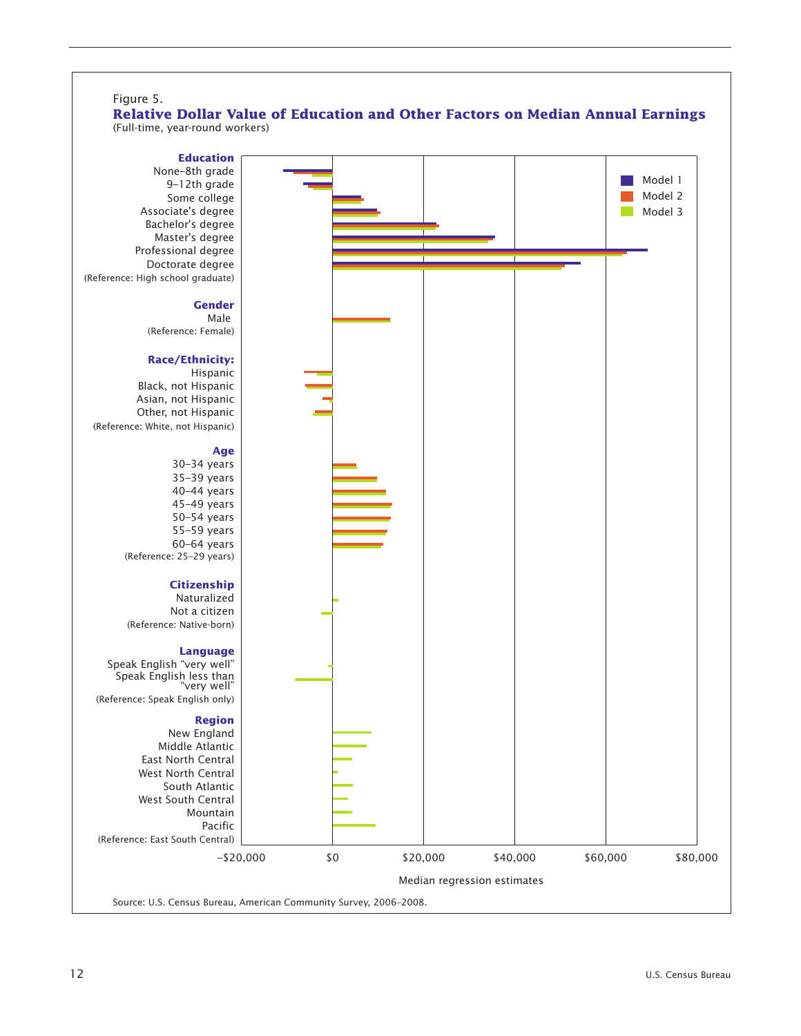Figure 5.

**Relative Dollar Value of Education and Other Factors on Median Annual Earnings**

(Full-time, year-round workers)

**Education**
- None–8th grade
- 9–12th grade
- Some college
- Associate's degree
- Bachelor's degree
- Master's degree
- Professional degree
- Doctorate degree
- (Reference: High school graduate)

**Gender**
- Male
- (Reference: Female)

**Race/Ethnicity:**
- Hispanic
- Black, not Hispanic
- Asian, not Hispanic
- Other, not Hispanic
- (Reference: White, not Hispanic)

**Age**
- 30–34 years
- 35–39 years
- 40–44 years
- 45–49 years
- 50–54 years
- 55–59 years
- 60–64 years
- (Reference: 25–29 years)

**Citizenship**
- Naturalized
- Not a citizen
- (Reference: Native-born)

**Language**
- Speak English "very well"
- Speak English less than "very well"
- (Reference: Speak English only)

**Region**
- New England
- Middle Atlantic
- East North Central
- West North Central
- South Atlantic
- West South Central
- Mountain
- Pacific
- (Reference: East South Central)

Legend: Model 1, Model 2, Model 3

–$20,000 | $0 | $20,000 | $40,000 | $60,000 | $80,000

Median regression estimates

Source: U.S. Census Bureau, American Community Survey, 2006–2008.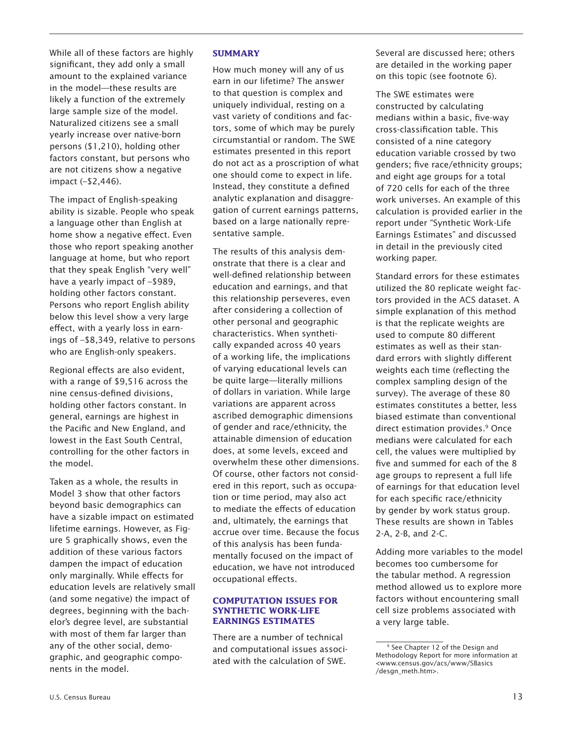While all of these factors are highly significant, they add only a small amount to the explained variance in the model—these results are likely a function of the extremely large sample size of the model. Naturalized citizens see a small yearly increase over native-born persons ($1,210), holding other factors constant, but persons who are not citizens show a negative impact (–$2,446).

The impact of English-speaking ability is sizable. People who speak a language other than English at home show a negative effect. Even those who report speaking another language at home, but who report that they speak English "very well" have a yearly impact of –$989, holding other factors constant. Persons who report English ability below this level show a very large effect, with a yearly loss in earnings of –$8,349, relative to persons who are English-only speakers.

Regional effects are also evident, with a range of $9,516 across the nine census-defined divisions, holding other factors constant. In general, earnings are highest in the Pacific and New England, and lowest in the East South Central, controlling for the other factors in the model.

Taken as a whole, the results in Model 3 show that other factors beyond basic demographics can have a sizable impact on estimated lifetime earnings. However, as Figure 5 graphically shows, even the addition of these various factors dampen the impact of education only marginally. While effects for education levels are relatively small (and some negative) the impact of degrees, beginning with the bachelor's degree level, are substantial with most of them far larger than any of the other social, demographic, and geographic components in the model.

## SUMMARY

How much money will any of us earn in our lifetime? The answer to that question is complex and uniquely individual, resting on a vast variety of conditions and factors, some of which may be purely circumstantial or random. The SWE estimates presented in this report do not act as a proscription of what one should come to expect in life. Instead, they constitute a defined analytic explanation and disaggregation of current earnings patterns, based on a large nationally representative sample.

The results of this analysis demonstrate that there is a clear and well-defined relationship between education and earnings, and that this relationship perseveres, even after considering a collection of other personal and geographic characteristics. When synthetically expanded across 40 years of a working life, the implications of varying educational levels can be quite large—literally millions of dollars in variation. While large variations are apparent across ascribed demographic dimensions of gender and race/ethnicity, the attainable dimension of education does, at some levels, exceed and overwhelm these other dimensions. Of course, other factors not considered in this report, such as occupation or time period, may also act to mediate the effects of education and, ultimately, the earnings that accrue over time. Because the focus of this analysis has been fundamentally focused on the impact of education, we have not introduced occupational effects.

## COMPUTATION ISSUES FOR SYNTHETIC WORK-LIFE EARNINGS ESTIMATES

There are a number of technical and computational issues associated with the calculation of SWE. Several are discussed here; others are detailed in the working paper on this topic (see footnote 6).

The SWE estimates were constructed by calculating medians within a basic, five-way cross-classification table. This consisted of a nine category education variable crossed by two genders; five race/ethnicity groups; and eight age groups for a total of 720 cells for each of the three work universes. An example of this calculation is provided earlier in the report under "Synthetic Work-Life Earnings Estimates" and discussed in detail in the previously cited working paper.

Standard errors for these estimates utilized the 80 replicate weight factors provided in the ACS dataset. A simple explanation of this method is that the replicate weights are used to compute 80 different estimates as well as their standard errors with slightly different weights each time (reflecting the complex sampling design of the survey). The average of these 80 estimates constitutes a better, less biased estimate than conventional direct estimation provides.[9] Once medians were calculated for each cell, the values were multiplied by five and summed for each of the 8 age groups to represent a full life of earnings for that education level for each specific race/ethnicity by gender by work status group. These results are shown in Tables 2-A, 2-B, and 2-C.

Adding more variables to the model becomes too cumbersome for the tabular method. A regression method allowed us to explore more factors without encountering small cell size problems associated with a very large table.

[9] See Chapter 12 of the Design and Methodology Report for more information at <www.census.gov/acs/www/SBasics/desgn_meth.htm>.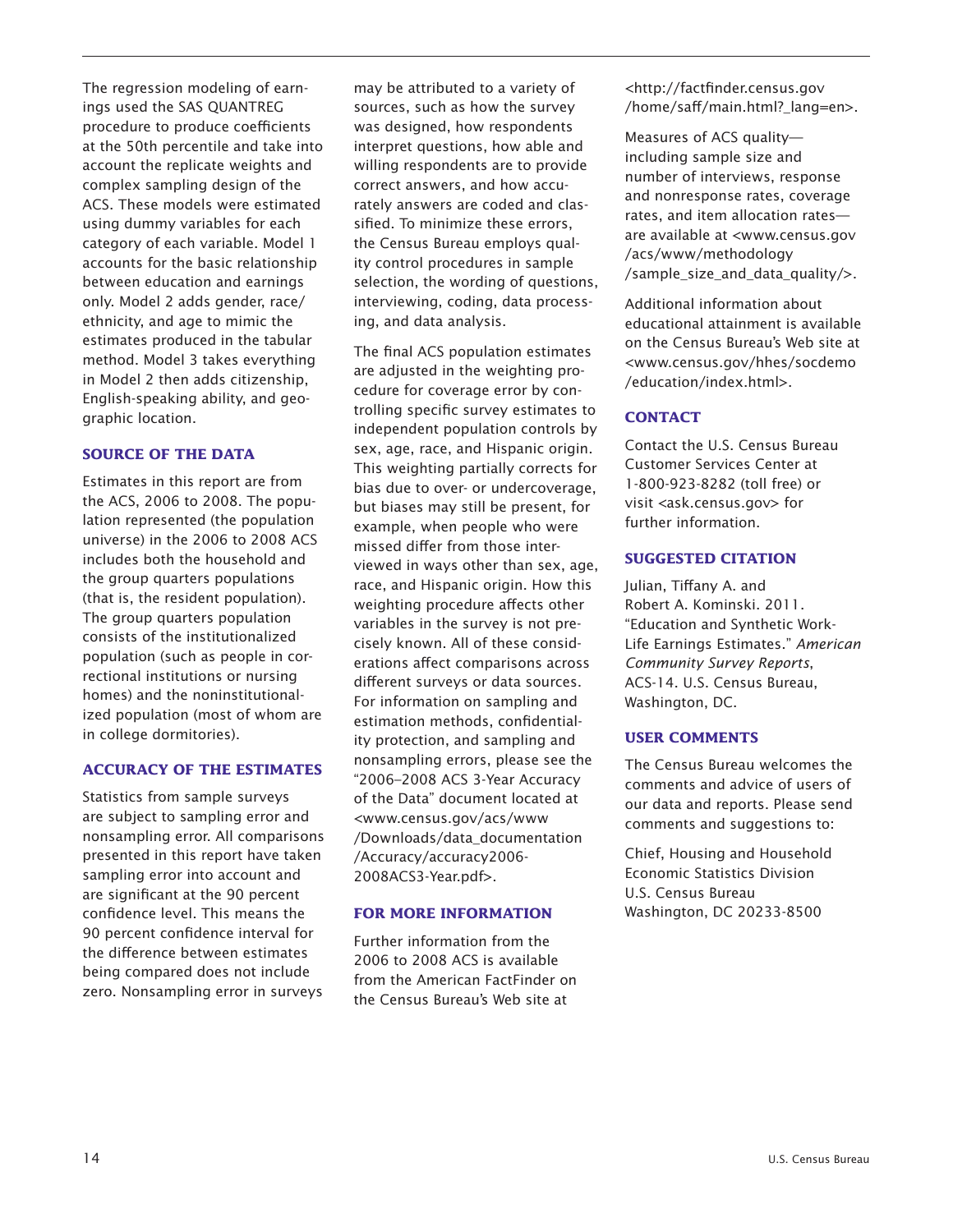The regression modeling of earnings used the SAS QUANTREG procedure to produce coefficients at the 50th percentile and take into account the replicate weights and complex sampling design of the ACS. These models were estimated using dummy variables for each category of each variable. Model 1 accounts for the basic relationship between education and earnings only. Model 2 adds gender, race/ethnicity, and age to mimic the estimates produced in the tabular method. Model 3 takes everything in Model 2 then adds citizenship, English-speaking ability, and geographic location.

## SOURCE OF THE DATA

Estimates in this report are from the ACS, 2006 to 2008. The population represented (the population universe) in the 2006 to 2008 ACS includes both the household and the group quarters populations (that is, the resident population). The group quarters population consists of the institutionalized population (such as people in correctional institutions or nursing homes) and the noninstitutionalized population (most of whom are in college dormitories).

## ACCURACY OF THE ESTIMATES

Statistics from sample surveys are subject to sampling error and nonsampling error. All comparisons presented in this report have taken sampling error into account and are significant at the 90 percent confidence level. This means the 90 percent confidence interval for the difference between estimates being compared does not include zero. Nonsampling error in surveys may be attributed to a variety of sources, such as how the survey was designed, how respondents interpret questions, how able and willing respondents are to provide correct answers, and how accurately answers are coded and classified. To minimize these errors, the Census Bureau employs quality control procedures in sample selection, the wording of questions, interviewing, coding, data processing, and data analysis.

The final ACS population estimates are adjusted in the weighting procedure for coverage error by controlling specific survey estimates to independent population controls by sex, age, race, and Hispanic origin. This weighting partially corrects for bias due to over- or undercoverage, but biases may still be present, for example, when people who were missed differ from those interviewed in ways other than sex, age, race, and Hispanic origin. How this weighting procedure affects other variables in the survey is not precisely known. All of these considerations affect comparisons across different surveys or data sources. For information on sampling and estimation methods, confidentiality protection, and sampling and nonsampling errors, please see the "2006–2008 ACS 3-Year Accuracy of the Data" document located at <www.census.gov/acs/www/Downloads/data_documentation/Accuracy/accuracy2006-2008ACS3-Year.pdf>.

## FOR MORE INFORMATION

Further information from the 2006 to 2008 ACS is available from the American FactFinder on the Census Bureau's Web site at <http://factfinder.census.gov/home/saff/main.html?_lang=en>.

Measures of ACS quality—including sample size and number of interviews, response and nonresponse rates, coverage rates, and item allocation rates—are available at <www.census.gov/acs/www/methodology/sample_size_and_data_quality/>.

Additional information about educational attainment is available on the Census Bureau's Web site at <www.census.gov/hhes/socdemo/education/index.html>.

## CONTACT

Contact the U.S. Census Bureau Customer Services Center at 1-800-923-8282 (toll free) or visit <ask.census.gov> for further information.

## SUGGESTED CITATION

Julian, Tiffany A. and Robert A. Kominski. 2011. "Education and Synthetic Work-Life Earnings Estimates." *American Community Survey Reports*, ACS-14. U.S. Census Bureau, Washington, DC.

## USER COMMENTS

The Census Bureau welcomes the comments and advice of users of our data and reports. Please send comments and suggestions to:

Chief, Housing and Household Economic Statistics Division
U.S. Census Bureau
Washington, DC 20233-8500